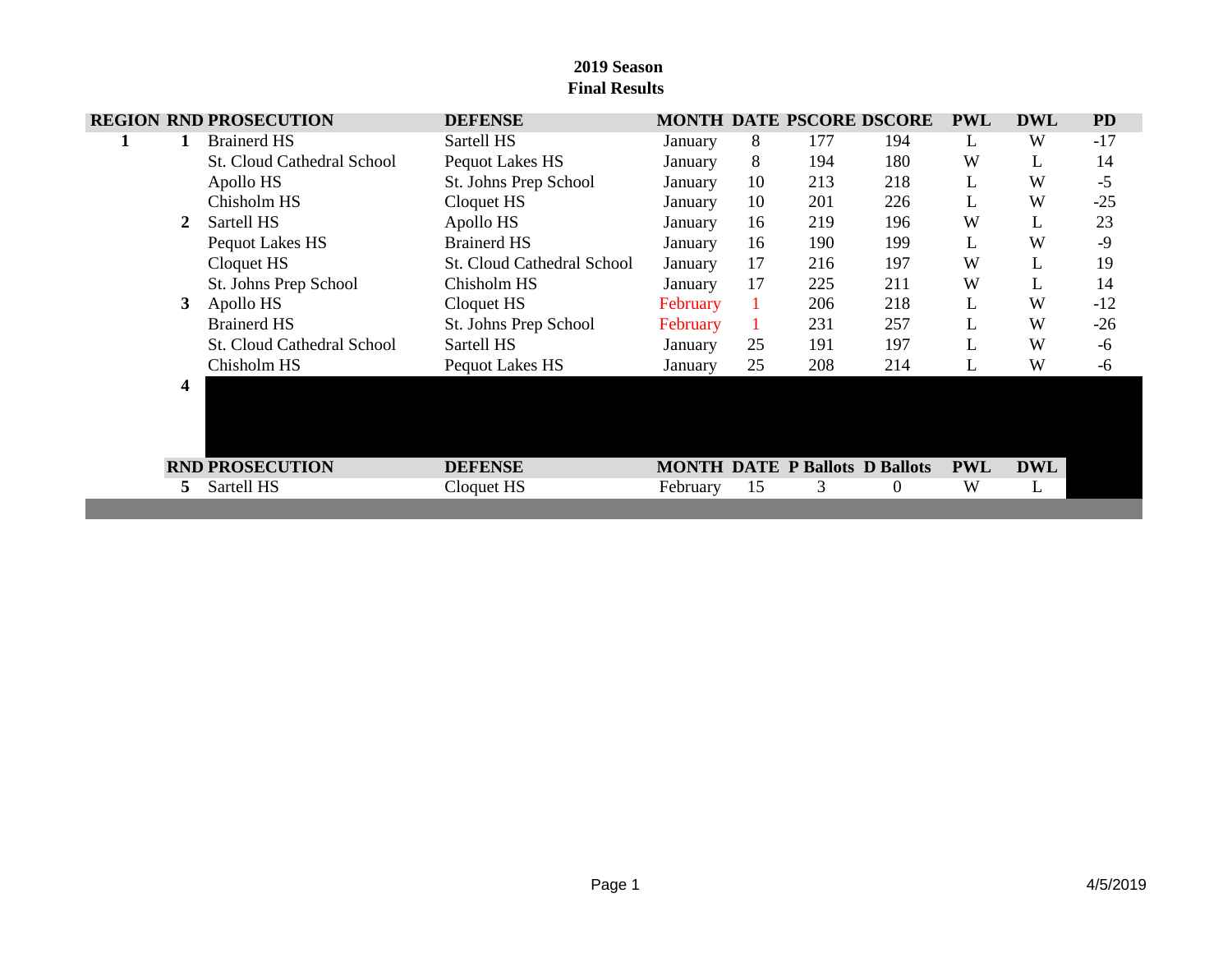**2019 Season**
**Final Results**

| REGION | RND | PROSECUTION | DEFENSE | MONTH | DATE | PSCORE | DSCORE | PWL | DWL | PD |
|---|---|---|---|---|---|---|---|---|---|---|
| **1** | **1** | Brainerd HS | Sartell HS | January | 8 | 177 | 194 | L | W | -17 |
| | | St. Cloud Cathedral School | Pequot Lakes HS | January | 8 | 194 | 180 | W | L | 14 |
| | | Apollo HS | St. Johns Prep School | January | 10 | 213 | 218 | L | W | -5 |
| | | Chisholm HS | Cloquet HS | January | 10 | 201 | 226 | L | W | -25 |
| | **2** | Sartell HS | Apollo HS | January | 16 | 219 | 196 | W | L | 23 |
| | | Pequot Lakes HS | Brainerd HS | January | 16 | 190 | 199 | L | W | -9 |
| | | Cloquet HS | St. Cloud Cathedral School | January | 17 | 216 | 197 | W | L | 19 |
| | | St. Johns Prep School | Chisholm HS | January | 17 | 225 | 211 | W | L | 14 |
| | **3** | Apollo HS | Cloquet HS | February | 1 | 206 | 218 | L | W | -12 |
| | | Brainerd HS | St. Johns Prep School | February | 1 | 231 | 257 | L | W | -26 |
| | | St. Cloud Cathedral School | Sartell HS | January | 25 | 191 | 197 | L | W | -6 |
| | | Chisholm HS | Pequot Lakes HS | January | 25 | 208 | 214 | L | W | -6 |
| | **4** | | | | | | | | | |

| RND | PROSECUTION | DEFENSE | MONTH | DATE | P Ballots | D Ballots | PWL | DWL |
|---|---|---|---|---|---|---|---|---|
| **5** | Sartell HS | Cloquet HS | February | 15 | 3 | 0 | W | L |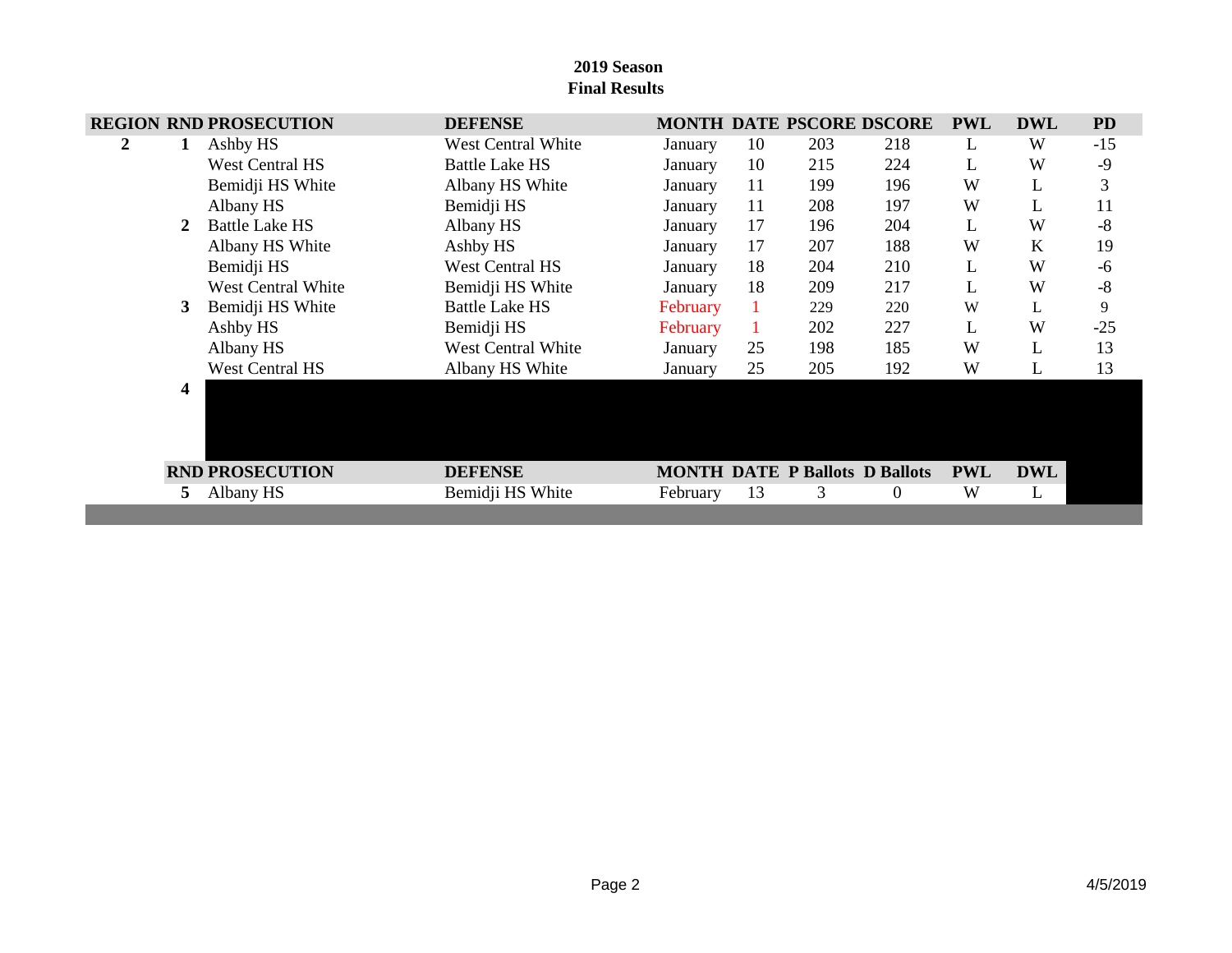**2019 Season**
**Final Results**

| REGION | RND | PROSECUTION | DEFENSE | MONTH | DATE | PSCORE | DSCORE | PWL | DWL | PD |
|---|---|---|---|---|---|---|---|---|---|---|
| 2 | 1 | Ashby HS | West Central White | January | 10 | 203 | 218 | L | W | -15 |
| | | West Central HS | Battle Lake HS | January | 10 | 215 | 224 | L | W | -9 |
| | | Bemidji HS White | Albany HS White | January | 11 | 199 | 196 | W | L | 3 |
| | | Albany HS | Bemidji HS | January | 11 | 208 | 197 | W | L | 11 |
| | 2 | Battle Lake HS | Albany HS | January | 17 | 196 | 204 | L | W | -8 |
| | | Albany HS White | Ashby HS | January | 17 | 207 | 188 | W | K | 19 |
| | | Bemidji HS | West Central HS | January | 18 | 204 | 210 | L | W | -6 |
| | | West Central White | Bemidji HS White | January | 18 | 209 | 217 | L | W | -8 |
| | 3 | Bemidji HS White | Battle Lake HS | February | 1 | 229 | 220 | W | L | 9 |
| | | Ashby HS | Bemidji HS | February | 1 | 202 | 227 | L | W | -25 |
| | | Albany HS | West Central White | January | 25 | 198 | 185 | W | L | 13 |
| | | West Central HS | Albany HS White | January | 25 | 205 | 192 | W | L | 13 |
| | 4 | | | | | | | | | |

| RND | PROSECUTION | DEFENSE | MONTH | DATE | P Ballots | D Ballots | PWL | DWL |
|---|---|---|---|---|---|---|---|---|
| 5 | Albany HS | Bemidji HS White | February | 13 | 3 | 0 | W | L |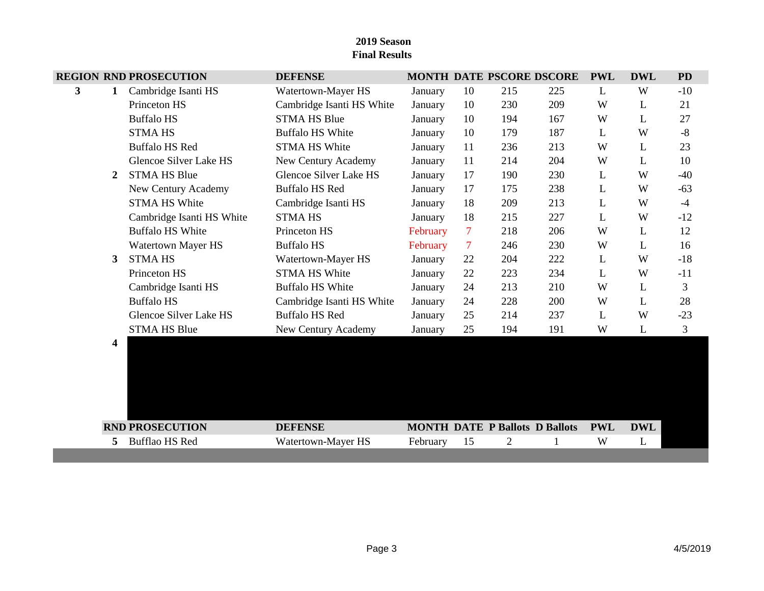**2019 Season**
**Final Results**

| REGION | RND | PROSECUTION | DEFENSE | MONTH | DATE | PSCORE | DSCORE | PWL | DWL | PD |
|---|---|---|---|---|---|---|---|---|---|---|
| **3** | **1** | Cambridge Isanti HS | Watertown-Mayer HS | January | 10 | 215 | 225 | L | W | -10 |
| | | Princeton HS | Cambridge Isanti HS White | January | 10 | 230 | 209 | W | L | 21 |
| | | Buffalo HS | STMA HS Blue | January | 10 | 194 | 167 | W | L | 27 |
| | | STMA HS | Buffalo HS White | January | 10 | 179 | 187 | L | W | -8 |
| | | Buffalo HS Red | STMA HS White | January | 11 | 236 | 213 | W | L | 23 |
| | | Glencoe Silver Lake HS | New Century Academy | January | 11 | 214 | 204 | W | L | 10 |
| | **2** | STMA HS Blue | Glencoe Silver Lake HS | January | 17 | 190 | 230 | L | W | -40 |
| | | New Century Academy | Buffalo HS Red | January | 17 | 175 | 238 | L | W | -63 |
| | | STMA HS White | Cambridge Isanti HS | January | 18 | 209 | 213 | L | W | -4 |
| | | Cambridge Isanti HS White | STMA HS | January | 18 | 215 | 227 | L | W | -12 |
| | | Buffalo HS White | Princeton HS | February | 7 | 218 | 206 | W | L | 12 |
| | | Watertown Mayer HS | Buffalo HS | February | 7 | 246 | 230 | W | L | 16 |
| | **3** | STMA HS | Watertown-Mayer HS | January | 22 | 204 | 222 | L | W | -18 |
| | | Princeton HS | STMA HS White | January | 22 | 223 | 234 | L | W | -11 |
| | | Cambridge Isanti HS | Buffalo HS White | January | 24 | 213 | 210 | W | L | 3 |
| | | Buffalo HS | Cambridge Isanti HS White | January | 24 | 228 | 200 | W | L | 28 |
| | | Glencoe Silver Lake HS | Buffalo HS Red | January | 25 | 214 | 237 | L | W | -23 |
| | | STMA HS Blue | New Century Academy | January | 25 | 194 | 191 | W | L | 3 |
| | **4** | | | | | | | | | |

| RND | PROSECUTION | DEFENSE | MONTH | DATE | P Ballots | D Ballots | PWL | DWL |
|---|---|---|---|---|---|---|---|---|
| **5** | Bufflao HS Red | Watertown-Mayer HS | February | 15 | 2 | 1 | W | L |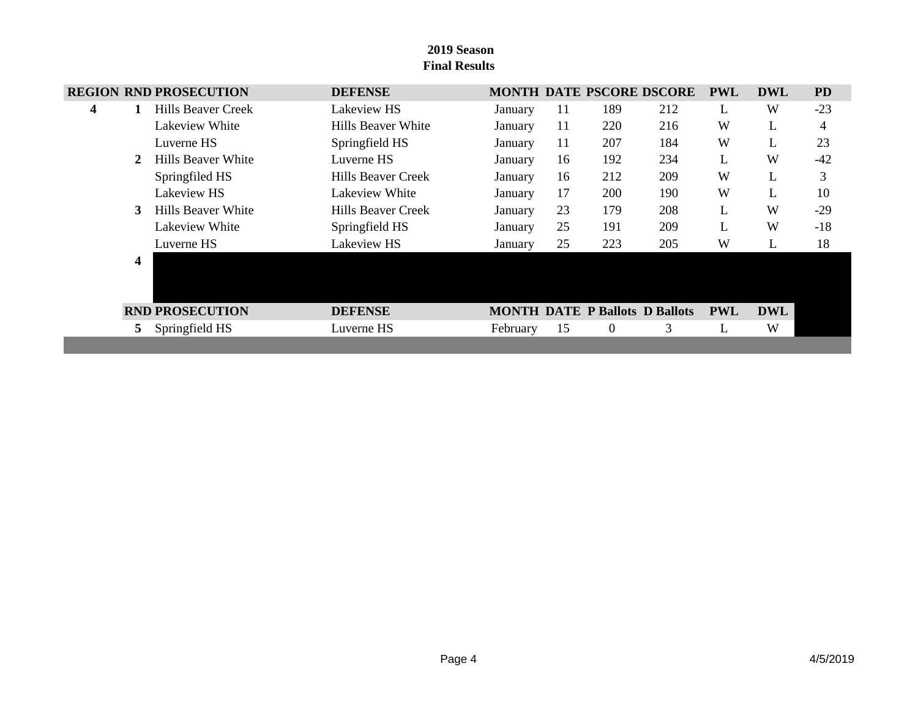**2019 Season**
**Final Results**

| REGION | RND | PROSECUTION | DEFENSE | MONTH | DATE | PSCORE | DSCORE | PWL | DWL | PD |
|---|---|---|---|---|---|---|---|---|---|---|
| 4 | 1 | Hills Beaver Creek | Lakeview HS | January | 11 | 189 | 212 | L | W | -23 |
| | | Lakeview White | Hills Beaver White | January | 11 | 220 | 216 | W | L | 4 |
| | | Luverne HS | Springfield HS | January | 11 | 207 | 184 | W | L | 23 |
| | 2 | Hills Beaver White | Luverne HS | January | 16 | 192 | 234 | L | W | -42 |
| | | Springfiled HS | Hills Beaver Creek | January | 16 | 212 | 209 | W | L | 3 |
| | | Lakeview HS | Lakeview White | January | 17 | 200 | 190 | W | L | 10 |
| | 3 | Hills Beaver White | Hills Beaver Creek | January | 23 | 179 | 208 | L | W | -29 |
| | | Lakeview White | Springfield HS | January | 25 | 191 | 209 | L | W | -18 |
| | | Luverne HS | Lakeview HS | January | 25 | 223 | 205 | W | L | 18 |
| | 4 | | | | | | | | | |

| RND | PROSECUTION | DEFENSE | MONTH | DATE | P Ballots | D Ballots | PWL | DWL |
|---|---|---|---|---|---|---|---|---|
| 5 | Springfield HS | Luverne HS | February | 15 | 0 | 3 | L | W |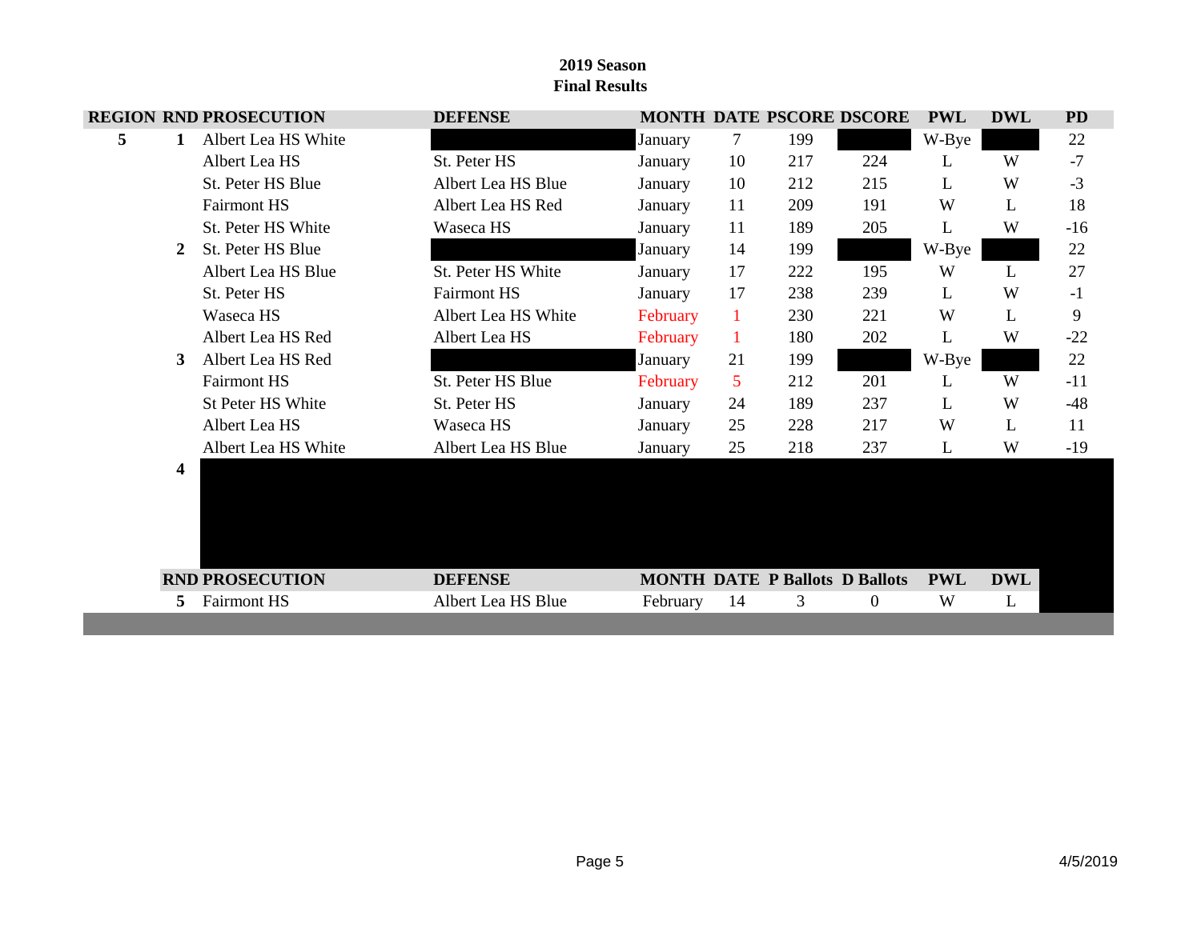**2019 Season**
**Final Results**

| REGION | RND | PROSECUTION | DEFENSE | MONTH | DATE | PSCORE | DSCORE | PWL | DWL | PD |
|---|---|---|---|---|---|---|---|---|---|---|
| 5 | 1 | Albert Lea HS White | | January | 7 | 199 | | W-Bye | | 22 |
| | | Albert Lea HS | St. Peter HS | January | 10 | 217 | 224 | L | W | -7 |
| | | St. Peter HS Blue | Albert Lea HS Blue | January | 10 | 212 | 215 | L | W | -3 |
| | | Fairmont HS | Albert Lea HS Red | January | 11 | 209 | 191 | W | L | 18 |
| | | St. Peter HS White | Waseca HS | January | 11 | 189 | 205 | L | W | -16 |
| | 2 | St. Peter HS Blue | | January | 14 | 199 | | W-Bye | | 22 |
| | | Albert Lea HS Blue | St. Peter HS White | January | 17 | 222 | 195 | W | L | 27 |
| | | St. Peter HS | Fairmont HS | January | 17 | 238 | 239 | L | W | -1 |
| | | Waseca HS | Albert Lea HS White | February | 1 | 230 | 221 | W | L | 9 |
| | | Albert Lea HS Red | Albert Lea HS | February | 1 | 180 | 202 | L | W | -22 |
| | 3 | Albert Lea HS Red | | January | 21 | 199 | | W-Bye | | 22 |
| | | Fairmont HS | St. Peter HS Blue | February | 5 | 212 | 201 | L | W | -11 |
| | | St Peter HS White | St. Peter HS | January | 24 | 189 | 237 | L | W | -48 |
| | | Albert Lea HS | Waseca HS | January | 25 | 228 | 217 | W | L | 11 |
| | | Albert Lea HS White | Albert Lea HS Blue | January | 25 | 218 | 237 | L | W | -19 |
| | 4 | | | | | | | | | |

| RND | PROSECUTION | DEFENSE | MONTH | DATE | P Ballots | D Ballots | PWL | DWL |
|---|---|---|---|---|---|---|---|---|
| 5 | Fairmont HS | Albert Lea HS Blue | February | 14 | 3 | 0 | W | L |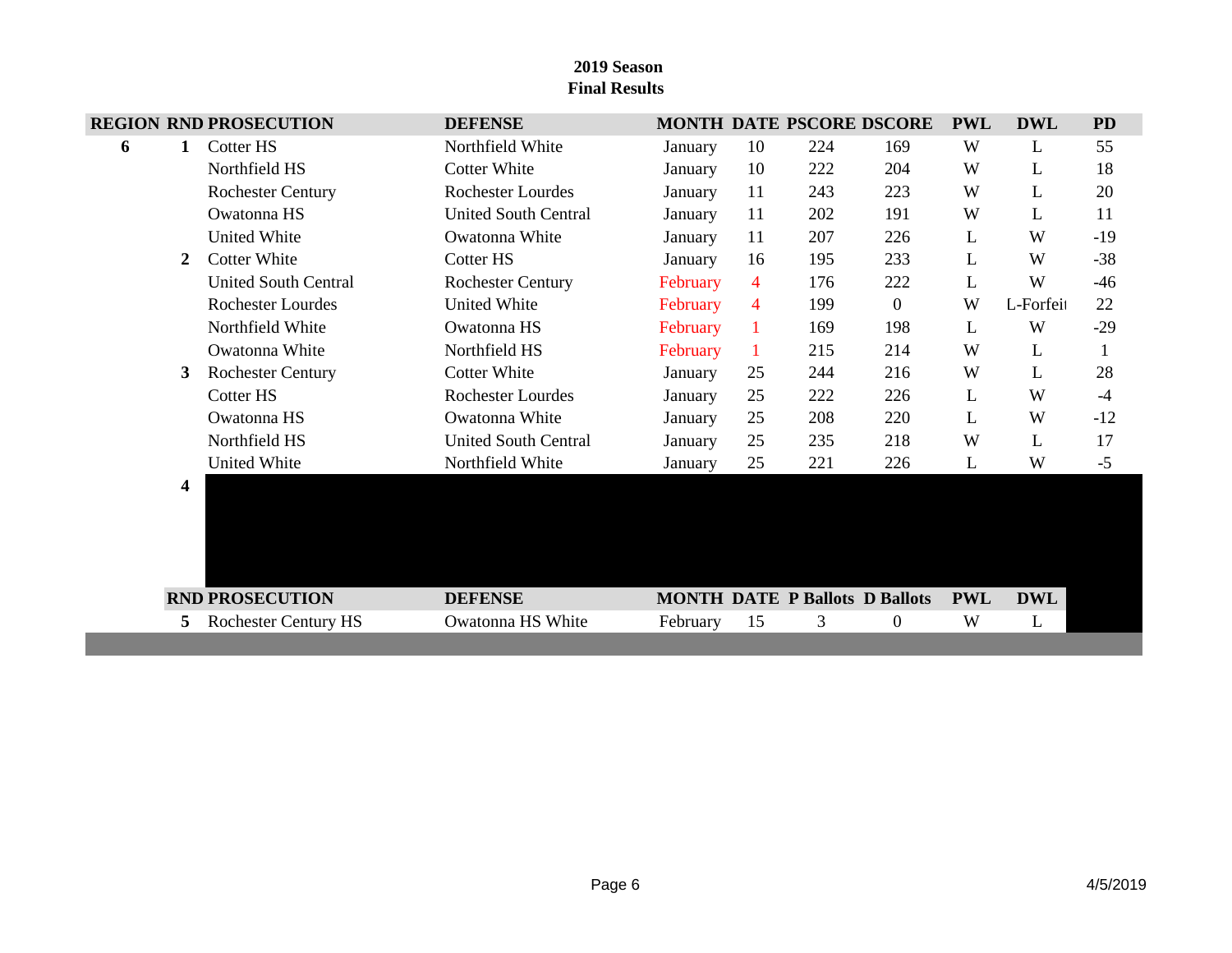## 2019 Season
## Final Results

| REGION | RND | PROSECUTION | DEFENSE | MONTH | DATE | PSCORE | DSCORE | PWL | DWL | PD |
|---|---|---|---|---|---|---|---|---|---|---|
| 6 | 1 | Cotter HS | Northfield White | January | 10 | 224 | 169 | W | L | 55 |
| | | Northfield HS | Cotter White | January | 10 | 222 | 204 | W | L | 18 |
| | | Rochester Century | Rochester Lourdes | January | 11 | 243 | 223 | W | L | 20 |
| | | Owatonna HS | United South Central | January | 11 | 202 | 191 | W | L | 11 |
| | | United White | Owatonna White | January | 11 | 207 | 226 | L | W | -19 |
| | 2 | Cotter White | Cotter HS | January | 16 | 195 | 233 | L | W | -38 |
| | | United South Central | Rochester Century | February | 4 | 176 | 222 | L | W | -46 |
| | | Rochester Lourdes | United White | February | 4 | 199 | 0 | W | L-Forfeit | 22 |
| | | Northfield White | Owatonna HS | February | 1 | 169 | 198 | L | W | -29 |
| | | Owatonna White | Northfield HS | February | 1 | 215 | 214 | W | L | 1 |
| | 3 | Rochester Century | Cotter White | January | 25 | 244 | 216 | W | L | 28 |
| | | Cotter HS | Rochester Lourdes | January | 25 | 222 | 226 | L | W | -4 |
| | | Owatonna HS | Owatonna White | January | 25 | 208 | 220 | L | W | -12 |
| | | Northfield HS | United South Central | January | 25 | 235 | 218 | W | L | 17 |
| | | United White | Northfield White | January | 25 | 221 | 226 | L | W | -5 |
| | 4 | | | | | | | | | |

| RND | PROSECUTION | DEFENSE | MONTH | DATE | P Ballots | D Ballots | PWL | DWL |
|---|---|---|---|---|---|---|---|---|
| 5 | Rochester Century HS | Owatonna HS White | February | 15 | 3 | 0 | W | L |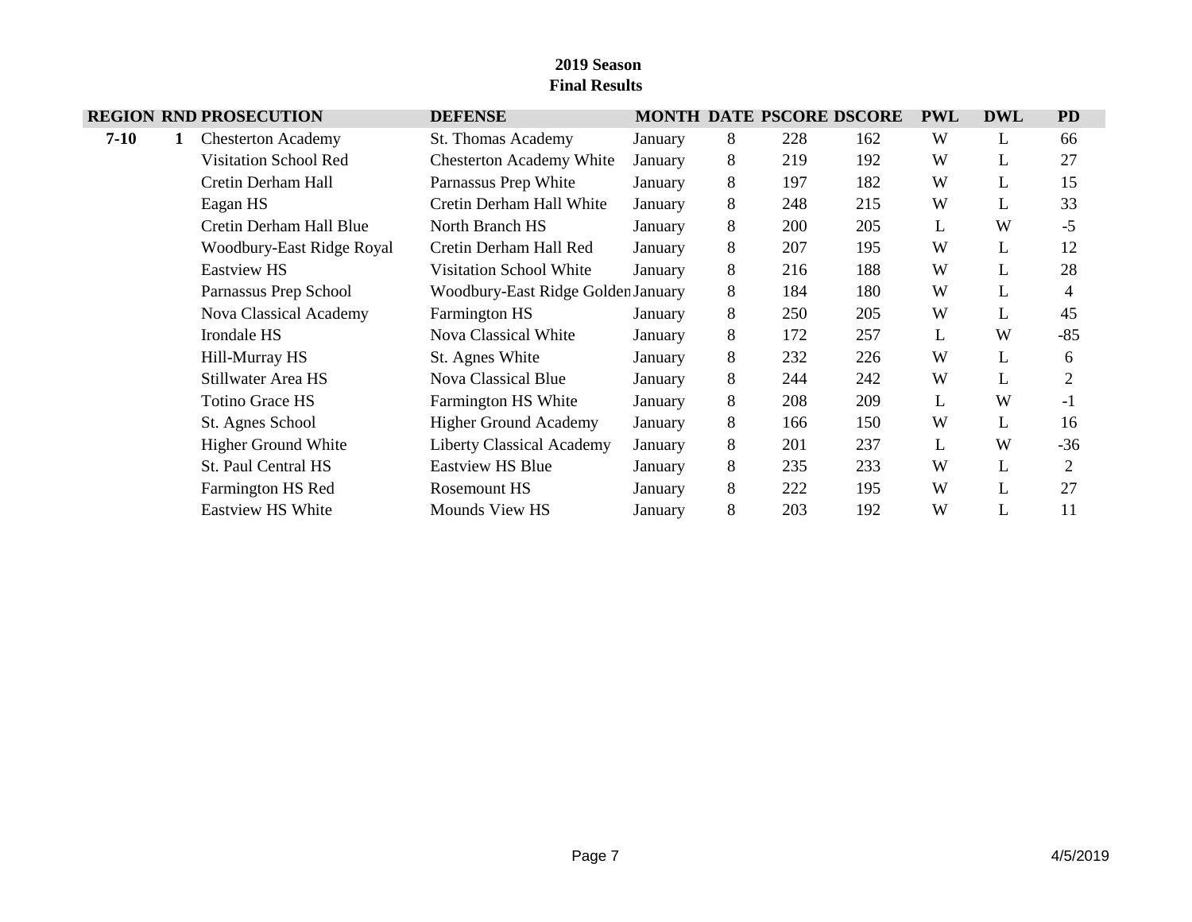**2019 Season**
**Final Results**

| REGION | RND | PROSECUTION | DEFENSE | MONTH | DATE | PSCORE | DSCORE | PWL | DWL | PD |
|---|---|---|---|---|---|---|---|---|---|---|
| **7-10** | **1** | Chesterton Academy | St. Thomas Academy | January | 8 | 228 | 162 | W | L | 66 |
| | | Visitation School Red | Chesterton Academy White | January | 8 | 219 | 192 | W | L | 27 |
| | | Cretin Derham Hall | Parnassus Prep White | January | 8 | 197 | 182 | W | L | 15 |
| | | Eagan HS | Cretin Derham Hall White | January | 8 | 248 | 215 | W | L | 33 |
| | | Cretin Derham Hall Blue | North Branch HS | January | 8 | 200 | 205 | L | W | -5 |
| | | Woodbury-East Ridge Royal | Cretin Derham Hall Red | January | 8 | 207 | 195 | W | L | 12 |
| | | Eastview HS | Visitation School White | January | 8 | 216 | 188 | W | L | 28 |
| | | Parnassus Prep School | Woodbury-East Ridge Golden | January | 8 | 184 | 180 | W | L | 4 |
| | | Nova Classical Academy | Farmington HS | January | 8 | 250 | 205 | W | L | 45 |
| | | Irondale HS | Nova Classical White | January | 8 | 172 | 257 | L | W | -85 |
| | | Hill-Murray HS | St. Agnes White | January | 8 | 232 | 226 | W | L | 6 |
| | | Stillwater Area HS | Nova Classical Blue | January | 8 | 244 | 242 | W | L | 2 |
| | | Totino Grace HS | Farmington HS White | January | 8 | 208 | 209 | L | W | -1 |
| | | St. Agnes School | Higher Ground Academy | January | 8 | 166 | 150 | W | L | 16 |
| | | Higher Ground White | Liberty Classical Academy | January | 8 | 201 | 237 | L | W | -36 |
| | | St. Paul Central HS | Eastview HS Blue | January | 8 | 235 | 233 | W | L | 2 |
| | | Farmington HS Red | Rosemount HS | January | 8 | 222 | 195 | W | L | 27 |
| | | Eastview HS White | Mounds View HS | January | 8 | 203 | 192 | W | L | 11 |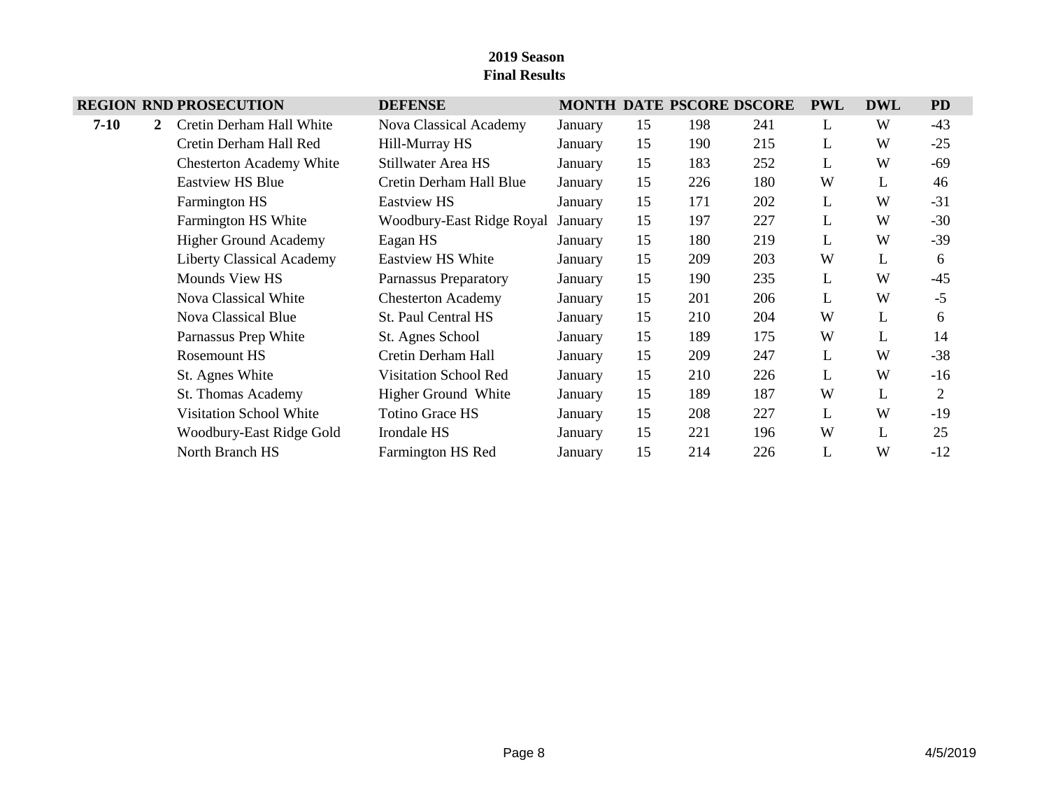**2019 Season**
**Final Results**

| REGION | RND | PROSECUTION | DEFENSE | MONTH | DATE | PSCORE | DSCORE | PWL | DWL | PD |
|---|---|---|---|---|---|---|---|---|---|---|
| **7-10** | **2** | Cretin Derham Hall White | Nova Classical Academy | January | 15 | 198 | 241 | L | W | -43 |
| | | Cretin Derham Hall Red | Hill-Murray HS | January | 15 | 190 | 215 | L | W | -25 |
| | | Chesterton Academy White | Stillwater Area HS | January | 15 | 183 | 252 | L | W | -69 |
| | | Eastview HS Blue | Cretin Derham Hall Blue | January | 15 | 226 | 180 | W | L | 46 |
| | | Farmington HS | Eastview HS | January | 15 | 171 | 202 | L | W | -31 |
| | | Farmington HS White | Woodbury-East Ridge Royal | January | 15 | 197 | 227 | L | W | -30 |
| | | Higher Ground Academy | Eagan HS | January | 15 | 180 | 219 | L | W | -39 |
| | | Liberty Classical Academy | Eastview HS White | January | 15 | 209 | 203 | W | L | 6 |
| | | Mounds View HS | Parnassus Preparatory | January | 15 | 190 | 235 | L | W | -45 |
| | | Nova Classical White | Chesterton Academy | January | 15 | 201 | 206 | L | W | -5 |
| | | Nova Classical Blue | St. Paul Central HS | January | 15 | 210 | 204 | W | L | 6 |
| | | Parnassus Prep White | St. Agnes School | January | 15 | 189 | 175 | W | L | 14 |
| | | Rosemount HS | Cretin Derham Hall | January | 15 | 209 | 247 | L | W | -38 |
| | | St. Agnes White | Visitation School Red | January | 15 | 210 | 226 | L | W | -16 |
| | | St. Thomas Academy | Higher Ground White | January | 15 | 189 | 187 | W | L | 2 |
| | | Visitation School White | Totino Grace HS | January | 15 | 208 | 227 | L | W | -19 |
| | | Woodbury-East Ridge Gold | Irondale HS | January | 15 | 221 | 196 | W | L | 25 |
| | | North Branch HS | Farmington HS Red | January | 15 | 214 | 226 | L | W | -12 |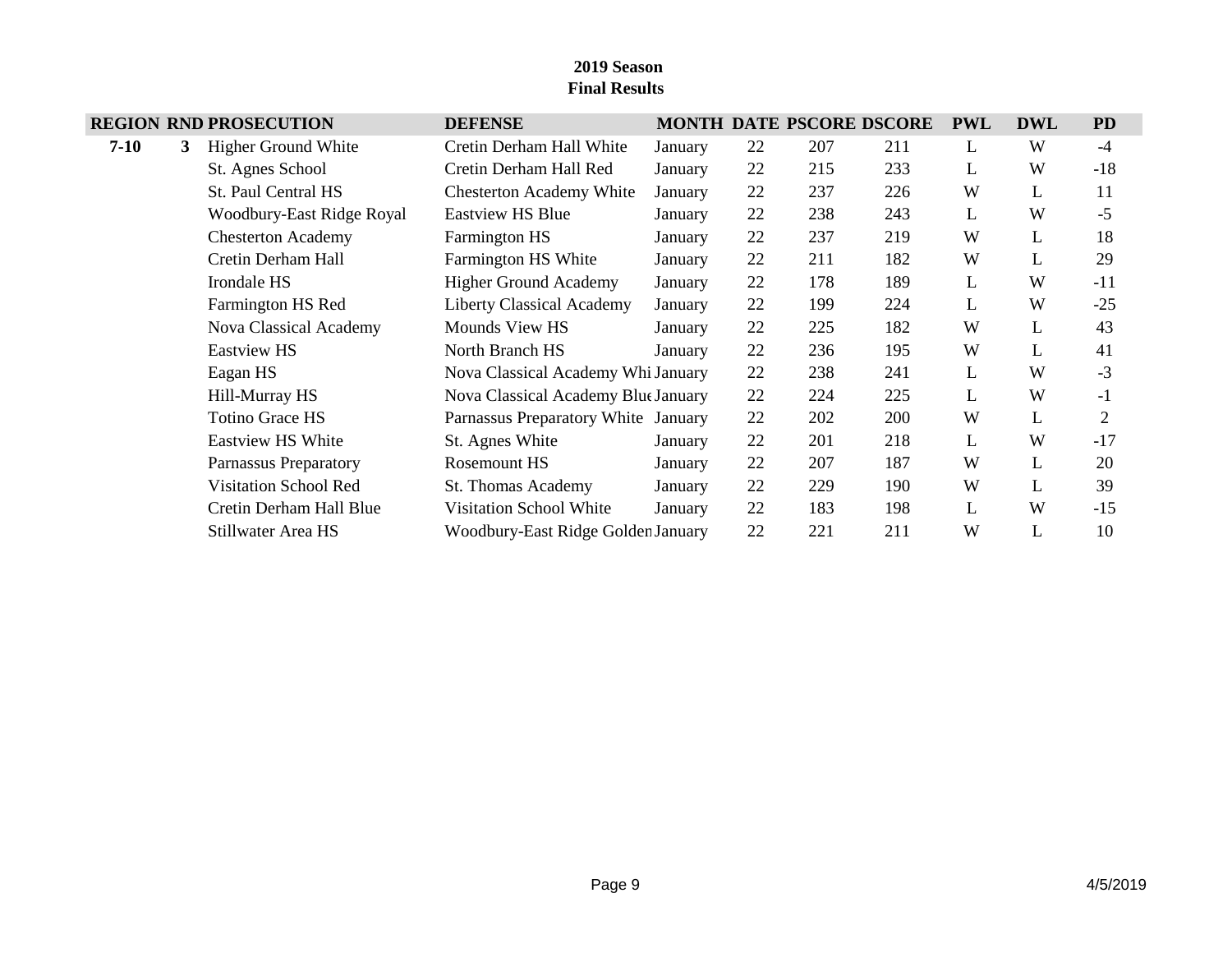**2019 Season**
**Final Results**

| REGION | RND | PROSECUTION | DEFENSE | MONTH | DATE | PSCORE | DSCORE | PWL | DWL | PD |
|---|---|---|---|---|---|---|---|---|---|---|
| **7-10** | **3** | Higher Ground White | Cretin Derham Hall White | January | 22 | 207 | 211 | L | W | -4 |
| | | St. Agnes School | Cretin Derham Hall Red | January | 22 | 215 | 233 | L | W | -18 |
| | | St. Paul Central HS | Chesterton Academy White | January | 22 | 237 | 226 | W | L | 11 |
| | | Woodbury-East Ridge Royal | Eastview HS Blue | January | 22 | 238 | 243 | L | W | -5 |
| | | Chesterton Academy | Farmington HS | January | 22 | 237 | 219 | W | L | 18 |
| | | Cretin Derham Hall | Farmington HS White | January | 22 | 211 | 182 | W | L | 29 |
| | | Irondale HS | Higher Ground Academy | January | 22 | 178 | 189 | L | W | -11 |
| | | Farmington HS Red | Liberty Classical Academy | January | 22 | 199 | 224 | L | W | -25 |
| | | Nova Classical Academy | Mounds View HS | January | 22 | 225 | 182 | W | L | 43 |
| | | Eastview HS | North Branch HS | January | 22 | 236 | 195 | W | L | 41 |
| | | Eagan HS | Nova Classical Academy Whi | January | 22 | 238 | 241 | L | W | -3 |
| | | Hill-Murray HS | Nova Classical Academy Blue | January | 22 | 224 | 225 | L | W | -1 |
| | | Totino Grace HS | Parnassus Preparatory White | January | 22 | 202 | 200 | W | L | 2 |
| | | Eastview HS White | St. Agnes White | January | 22 | 201 | 218 | L | W | -17 |
| | | Parnassus Preparatory | Rosemount HS | January | 22 | 207 | 187 | W | L | 20 |
| | | Visitation School Red | St. Thomas Academy | January | 22 | 229 | 190 | W | L | 39 |
| | | Cretin Derham Hall Blue | Visitation School White | January | 22 | 183 | 198 | L | W | -15 |
| | | Stillwater Area HS | Woodbury-East Ridge Golden | January | 22 | 221 | 211 | W | L | 10 |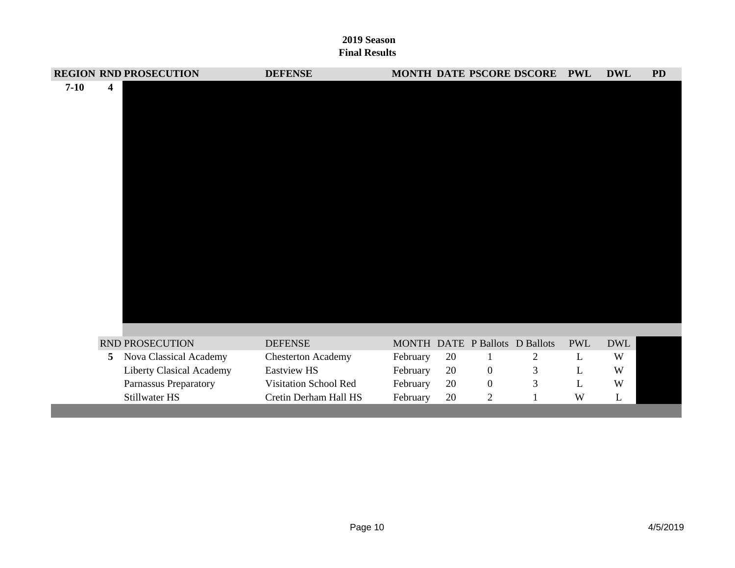**2019 Season**
**Final Results**

| REGION | RND | PROSECUTION | DEFENSE | MONTH | DATE | PSCORE | DSCORE | PWL | DWL | PD |
|---|---|---|---|---|---|---|---|---|---|---|
| 7-10 | 4 | | | | | | | | | |

| RND | PROSECUTION | DEFENSE | MONTH | DATE | P Ballots | D Ballots | PWL | DWL |
|---|---|---|---|---|---|---|---|---|
| 5 | Nova Classical Academy | Chesterton Academy | February | 20 | 1 | 2 | L | W |
| | Liberty Clasical Academy | Eastview HS | February | 20 | 0 | 3 | L | W |
| | Parnassus Preparatory | Visitation School Red | February | 20 | 0 | 3 | L | W |
| | Stillwater HS | Cretin Derham Hall HS | February | 20 | 2 | 1 | W | L |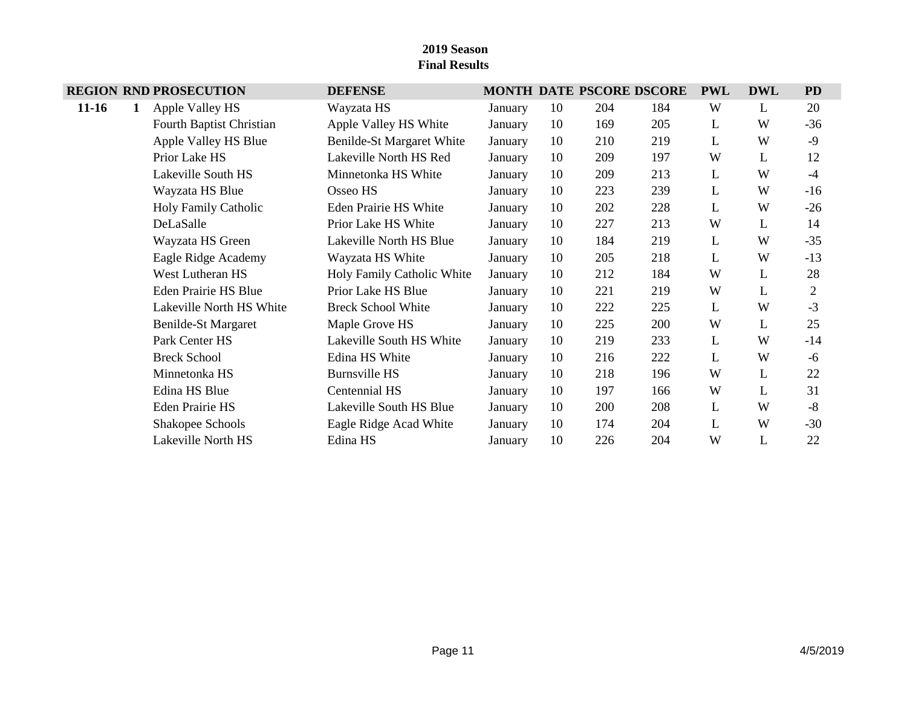**2019 Season**
**Final Results**

| REGION | RND | PROSECUTION | DEFENSE | MONTH | DATE | PSCORE | DSCORE | PWL | DWL | PD |
|---|---|---|---|---|---|---|---|---|---|---|
| **11-16** | **1** | Apple Valley HS | Wayzata HS | January | 10 | 204 | 184 | W | L | 20 |
| | | Fourth Baptist Christian | Apple Valley HS White | January | 10 | 169 | 205 | L | W | -36 |
| | | Apple Valley HS Blue | Benilde-St Margaret White | January | 10 | 210 | 219 | L | W | -9 |
| | | Prior Lake HS | Lakeville North HS Red | January | 10 | 209 | 197 | W | L | 12 |
| | | Lakeville South HS | Minnetonka HS White | January | 10 | 209 | 213 | L | W | -4 |
| | | Wayzata HS Blue | Osseo HS | January | 10 | 223 | 239 | L | W | -16 |
| | | Holy Family Catholic | Eden Prairie HS White | January | 10 | 202 | 228 | L | W | -26 |
| | | DeLaSalle | Prior Lake HS White | January | 10 | 227 | 213 | W | L | 14 |
| | | Wayzata HS Green | Lakeville North HS Blue | January | 10 | 184 | 219 | L | W | -35 |
| | | Eagle Ridge Academy | Wayzata HS White | January | 10 | 205 | 218 | L | W | -13 |
| | | West Lutheran HS | Holy Family Catholic White | January | 10 | 212 | 184 | W | L | 28 |
| | | Eden Prairie HS Blue | Prior Lake HS Blue | January | 10 | 221 | 219 | W | L | 2 |
| | | Lakeville North HS White | Breck School White | January | 10 | 222 | 225 | L | W | -3 |
| | | Benilde-St Margaret | Maple Grove HS | January | 10 | 225 | 200 | W | L | 25 |
| | | Park Center HS | Lakeville South HS White | January | 10 | 219 | 233 | L | W | -14 |
| | | Breck School | Edina HS White | January | 10 | 216 | 222 | L | W | -6 |
| | | Minnetonka HS | Burnsville HS | January | 10 | 218 | 196 | W | L | 22 |
| | | Edina HS Blue | Centennial HS | January | 10 | 197 | 166 | W | L | 31 |
| | | Eden Prairie HS | Lakeville South HS Blue | January | 10 | 200 | 208 | L | W | -8 |
| | | Shakopee Schools | Eagle Ridge Acad White | January | 10 | 174 | 204 | L | W | -30 |
| | | Lakeville North HS | Edina HS | January | 10 | 226 | 204 | W | L | 22 |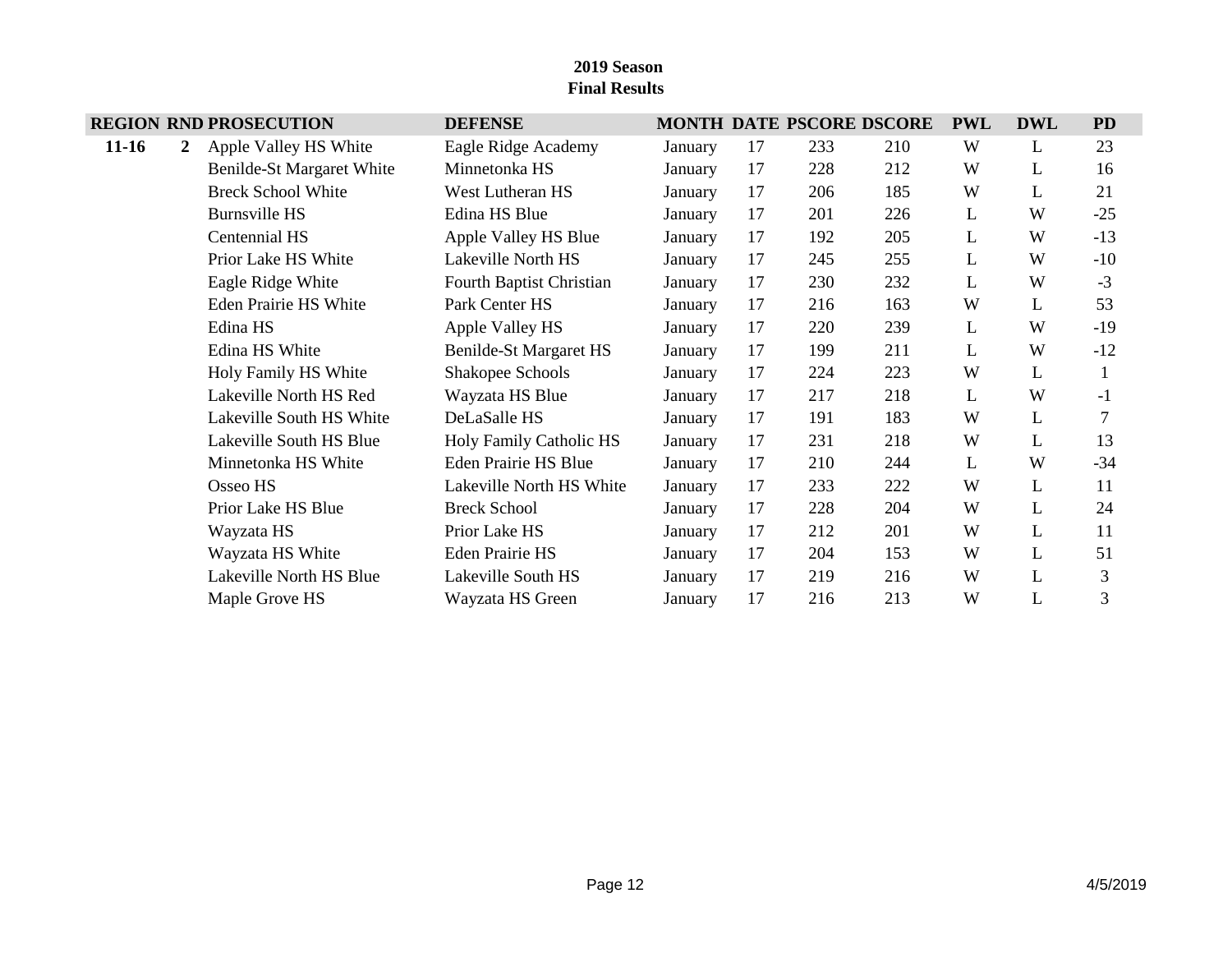**2019 Season**
**Final Results**

| REGION | RND | PROSECUTION | DEFENSE | MONTH | DATE | PSCORE | DSCORE | PWL | DWL | PD |
|---|---|---|---|---|---|---|---|---|---|---|
| **11-16** | **2** | Apple Valley HS White | Eagle Ridge Academy | January | 17 | 233 | 210 | W | L | 23 |
| | | Benilde-St Margaret White | Minnetonka HS | January | 17 | 228 | 212 | W | L | 16 |
| | | Breck School White | West Lutheran HS | January | 17 | 206 | 185 | W | L | 21 |
| | | Burnsville HS | Edina HS Blue | January | 17 | 201 | 226 | L | W | -25 |
| | | Centennial HS | Apple Valley HS Blue | January | 17 | 192 | 205 | L | W | -13 |
| | | Prior Lake HS White | Lakeville North HS | January | 17 | 245 | 255 | L | W | -10 |
| | | Eagle Ridge White | Fourth Baptist Christian | January | 17 | 230 | 232 | L | W | -3 |
| | | Eden Prairie HS White | Park Center HS | January | 17 | 216 | 163 | W | L | 53 |
| | | Edina HS | Apple Valley HS | January | 17 | 220 | 239 | L | W | -19 |
| | | Edina HS White | Benilde-St Margaret HS | January | 17 | 199 | 211 | L | W | -12 |
| | | Holy Family HS White | Shakopee Schools | January | 17 | 224 | 223 | W | L | 1 |
| | | Lakeville North HS Red | Wayzata HS Blue | January | 17 | 217 | 218 | L | W | -1 |
| | | Lakeville South HS White | DeLaSalle HS | January | 17 | 191 | 183 | W | L | 7 |
| | | Lakeville South HS Blue | Holy Family Catholic HS | January | 17 | 231 | 218 | W | L | 13 |
| | | Minnetonka HS White | Eden Prairie HS Blue | January | 17 | 210 | 244 | L | W | -34 |
| | | Osseo HS | Lakeville North HS White | January | 17 | 233 | 222 | W | L | 11 |
| | | Prior Lake HS Blue | Breck School | January | 17 | 228 | 204 | W | L | 24 |
| | | Wayzata HS | Prior Lake HS | January | 17 | 212 | 201 | W | L | 11 |
| | | Wayzata HS White | Eden Prairie HS | January | 17 | 204 | 153 | W | L | 51 |
| | | Lakeville North HS Blue | Lakeville South HS | January | 17 | 219 | 216 | W | L | 3 |
| | | Maple Grove HS | Wayzata HS Green | January | 17 | 216 | 213 | W | L | 3 |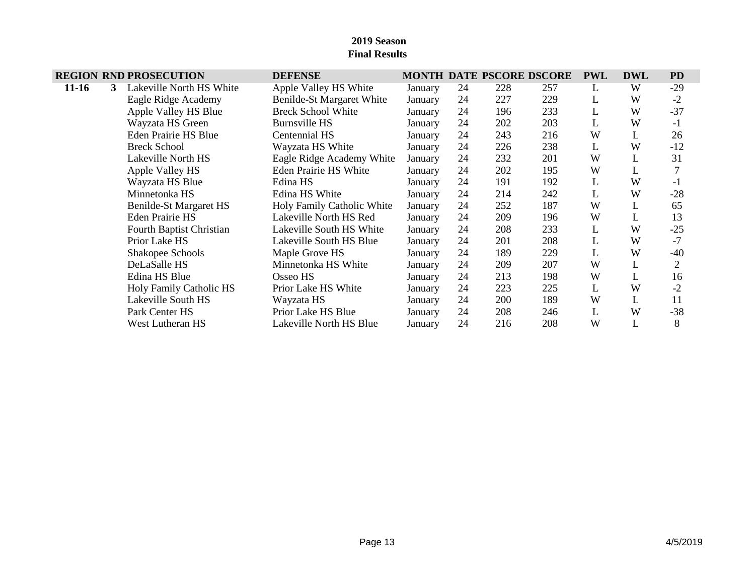**2019 Season**
**Final Results**

| REGION | RND | PROSECUTION | DEFENSE | MONTH | DATE | PSCORE | DSCORE | PWL | DWL | PD |
|---|---|---|---|---|---|---|---|---|---|---|
| **11-16** | **3** | Lakeville North HS White | Apple Valley HS White | January | 24 | 228 | 257 | L | W | -29 |
| | | Eagle Ridge Academy | Benilde-St Margaret White | January | 24 | 227 | 229 | L | W | -2 |
| | | Apple Valley HS Blue | Breck School White | January | 24 | 196 | 233 | L | W | -37 |
| | | Wayzata HS Green | Burnsville HS | January | 24 | 202 | 203 | L | W | -1 |
| | | Eden Prairie HS Blue | Centennial HS | January | 24 | 243 | 216 | W | L | 26 |
| | | Breck School | Wayzata HS White | January | 24 | 226 | 238 | L | W | -12 |
| | | Lakeville North HS | Eagle Ridge Academy White | January | 24 | 232 | 201 | W | L | 31 |
| | | Apple Valley HS | Eden Prairie HS White | January | 24 | 202 | 195 | W | L | 7 |
| | | Wayzata HS Blue | Edina HS | January | 24 | 191 | 192 | L | W | -1 |
| | | Minnetonka HS | Edina HS White | January | 24 | 214 | 242 | L | W | -28 |
| | | Benilde-St Margaret HS | Holy Family Catholic White | January | 24 | 252 | 187 | W | L | 65 |
| | | Eden Prairie HS | Lakeville North HS Red | January | 24 | 209 | 196 | W | L | 13 |
| | | Fourth Baptist Christian | Lakeville South HS White | January | 24 | 208 | 233 | L | W | -25 |
| | | Prior Lake HS | Lakeville South HS Blue | January | 24 | 201 | 208 | L | W | -7 |
| | | Shakopee Schools | Maple Grove HS | January | 24 | 189 | 229 | L | W | -40 |
| | | DeLaSalle HS | Minnetonka HS White | January | 24 | 209 | 207 | W | L | 2 |
| | | Edina HS Blue | Osseo HS | January | 24 | 213 | 198 | W | L | 16 |
| | | Holy Family Catholic HS | Prior Lake HS White | January | 24 | 223 | 225 | L | W | -2 |
| | | Lakeville South HS | Wayzata HS | January | 24 | 200 | 189 | W | L | 11 |
| | | Park Center HS | Prior Lake HS Blue | January | 24 | 208 | 246 | L | W | -38 |
| | | West Lutheran HS | Lakeville North HS Blue | January | 24 | 216 | 208 | W | L | 8 |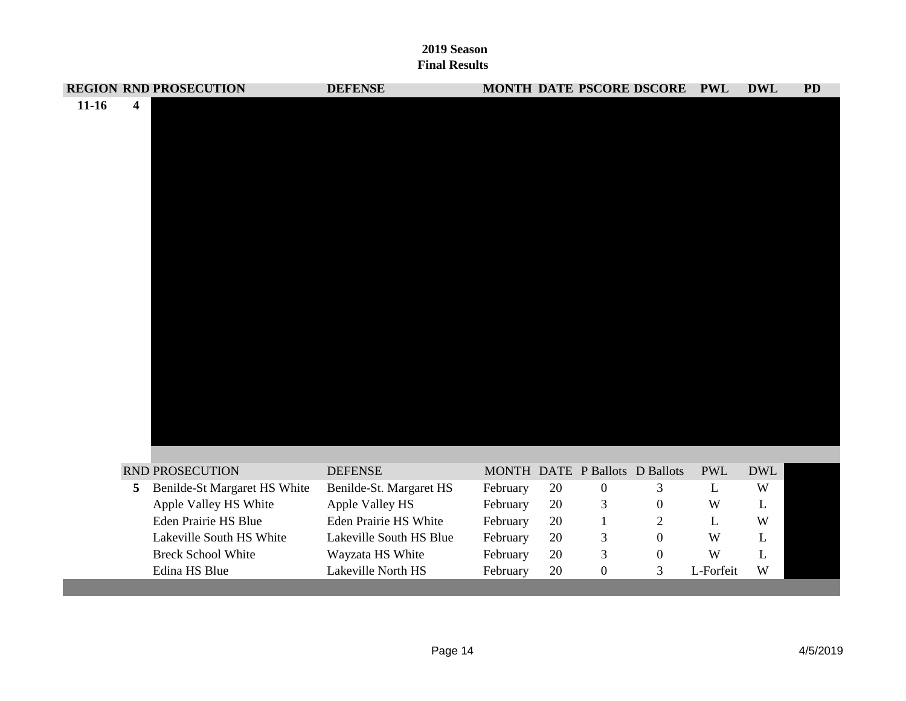**2019 Season**
**Final Results**

| REGION | RND | PROSECUTION | DEFENSE | MONTH | DATE | PSCORE | DSCORE | PWL | DWL | PD |
|---|---|---|---|---|---|---|---|---|---|---|
| 11-16 | 4 | | | | | | | | | |

| RND | PROSECUTION | DEFENSE | MONTH | DATE | P Ballots | D Ballots | PWL | DWL |
|---|---|---|---|---|---|---|---|---|
| 5 | Benilde-St Margaret HS White | Benilde-St. Margaret HS | February | 20 | 0 | 3 | L | W |
| | Apple Valley HS White | Apple Valley HS | February | 20 | 3 | 0 | W | L |
| | Eden Prairie HS Blue | Eden Prairie HS White | February | 20 | 1 | 2 | L | W |
| | Lakeville South HS White | Lakeville South HS Blue | February | 20 | 3 | 0 | W | L |
| | Breck School White | Wayzata HS White | February | 20 | 3 | 0 | W | L |
| | Edina HS Blue | Lakeville North HS | February | 20 | 0 | 3 | L-Forfeit | W |